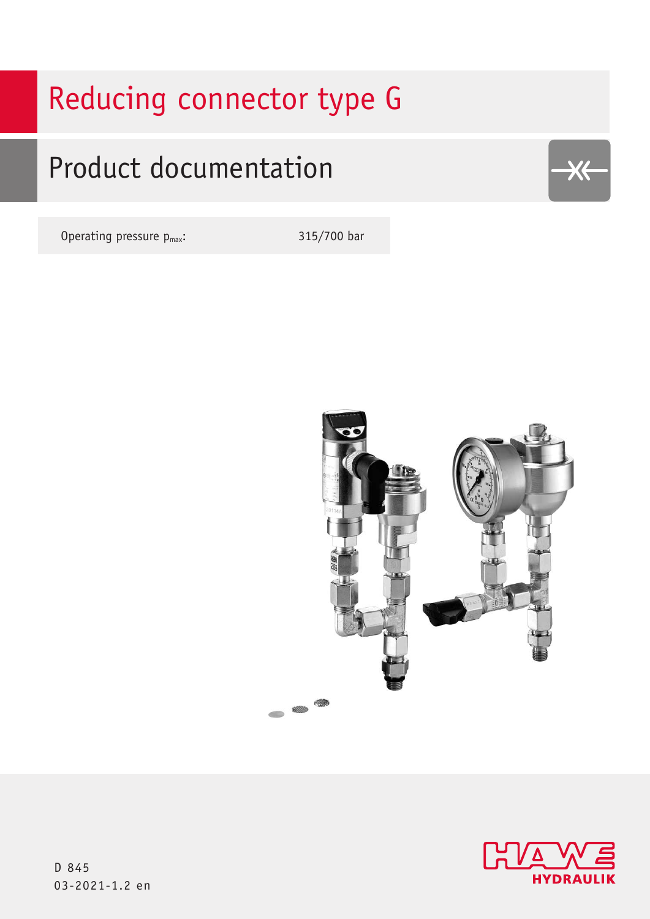# Reducing connector type G

## Product documentation

| Operating pressure $p_{max}$: | 315/700 bar |
|---|---|

D 845
03-2021-1.2 en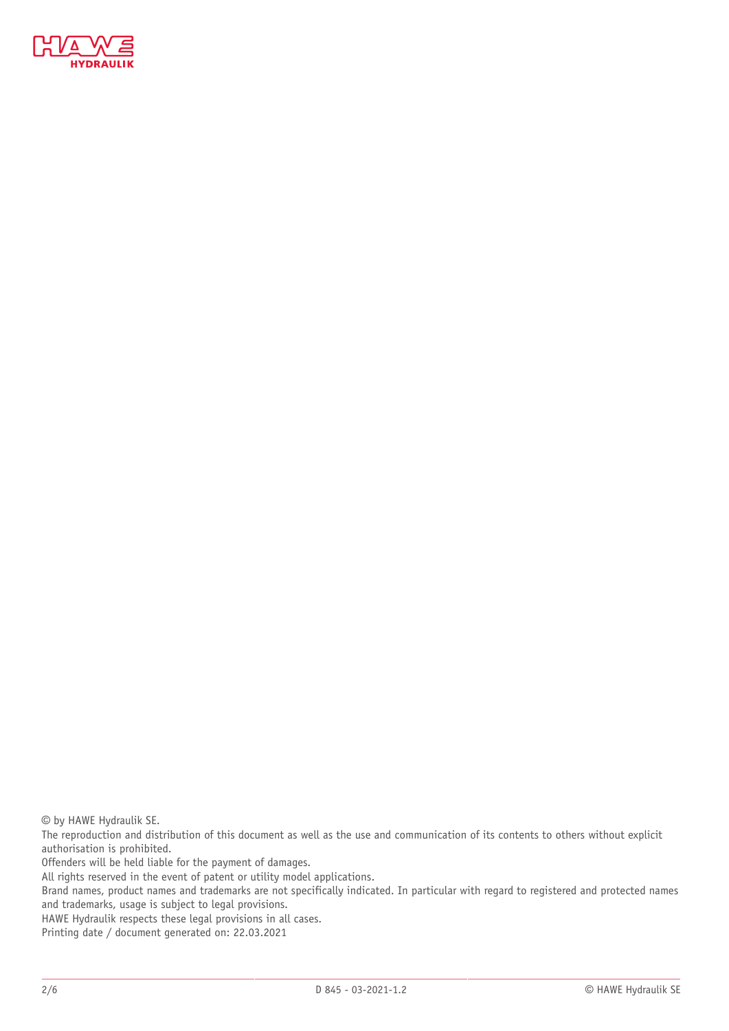© by HAWE Hydraulik SE.

The reproduction and distribution of this document as well as the use and communication of its contents to others without explicit authorisation is prohibited.

Offenders will be held liable for the payment of damages.

All rights reserved in the event of patent or utility model applications.

Brand names, product names and trademarks are not specifically indicated. In particular with regard to registered and protected names and trademarks, usage is subject to legal provisions.

HAWE Hydraulik respects these legal provisions in all cases.

Printing date / document generated on: 22.03.2021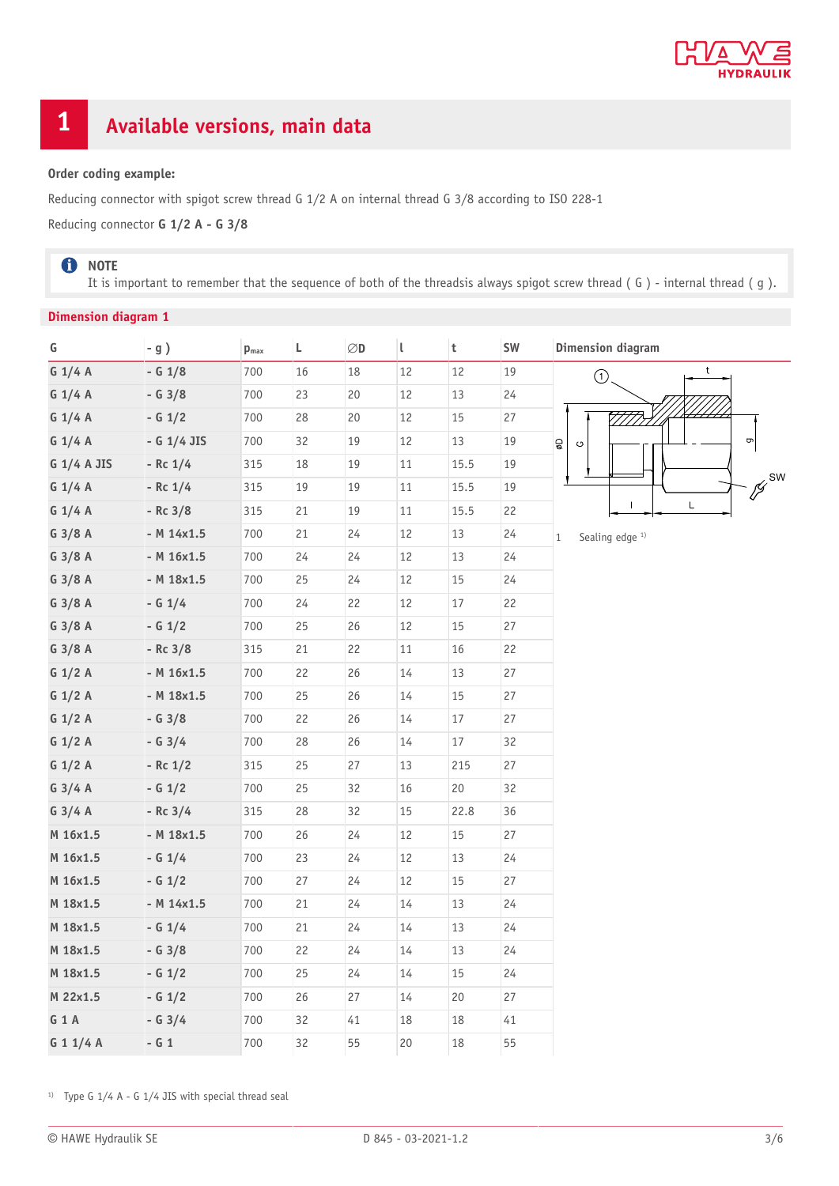# 1 Available versions, main data

**Order coding example:**

Reducing connector with spigot screw thread G 1/2 A on internal thread G 3/8 according to ISO 228-1

Reducing connector **G 1/2 A - G 3/8**

> **NOTE**
> It is important to remember that the sequence of both of the threadsis always spigot screw thread ( G ) - internal thread ( g ).

## Dimension diagram 1

| G | - g ) | $p_{max}$ | L | ∅D | l | t | SW |
|---|---|---|---|---|---|---|---|
| G 1/4 A | - G 1/8 | 700 | 16 | 18 | 12 | 12 | 19 |
| G 1/4 A | - G 3/8 | 700 | 23 | 20 | 12 | 13 | 24 |
| G 1/4 A | - G 1/2 | 700 | 28 | 20 | 12 | 15 | 27 |
| G 1/4 A | - G 1/4 JIS | 700 | 32 | 19 | 12 | 13 | 19 |
| G 1/4 A JIS | - Rc 1/4 | 315 | 18 | 19 | 11 | 15.5 | 19 |
| G 1/4 A | - Rc 1/4 | 315 | 19 | 19 | 11 | 15.5 | 19 |
| G 1/4 A | - Rc 3/8 | 315 | 21 | 19 | 11 | 15.5 | 22 |
| G 3/8 A | - M 14x1.5 | 700 | 21 | 24 | 12 | 13 | 24 |
| G 3/8 A | - M 16x1.5 | 700 | 24 | 24 | 12 | 13 | 24 |
| G 3/8 A | - M 18x1.5 | 700 | 25 | 24 | 12 | 15 | 24 |
| G 3/8 A | - G 1/4 | 700 | 24 | 22 | 12 | 17 | 22 |
| G 3/8 A | - G 1/2 | 700 | 25 | 26 | 12 | 15 | 27 |
| G 3/8 A | - Rc 3/8 | 315 | 21 | 22 | 11 | 16 | 22 |
| G 1/2 A | - M 16x1.5 | 700 | 22 | 26 | 14 | 13 | 27 |
| G 1/2 A | - M 18x1.5 | 700 | 25 | 26 | 14 | 15 | 27 |
| G 1/2 A | - G 3/8 | 700 | 22 | 26 | 14 | 17 | 27 |
| G 1/2 A | - G 3/4 | 700 | 28 | 26 | 14 | 17 | 32 |
| G 1/2 A | - Rc 1/2 | 315 | 25 | 27 | 13 | 215 | 27 |
| G 3/4 A | - G 1/2 | 700 | 25 | 32 | 16 | 20 | 32 |
| G 3/4 A | - Rc 3/4 | 315 | 28 | 32 | 15 | 22.8 | 36 |
| M 16x1.5 | - M 18x1.5 | 700 | 26 | 24 | 12 | 15 | 27 |
| M 16x1.5 | - G 1/4 | 700 | 23 | 24 | 12 | 13 | 24 |
| M 16x1.5 | - G 1/2 | 700 | 27 | 24 | 12 | 15 | 27 |
| M 18x1.5 | - M 14x1.5 | 700 | 21 | 24 | 14 | 13 | 24 |
| M 18x1.5 | - G 1/4 | 700 | 21 | 24 | 14 | 13 | 24 |
| M 18x1.5 | - G 3/8 | 700 | 22 | 24 | 14 | 13 | 24 |
| M 18x1.5 | - G 1/2 | 700 | 25 | 24 | 14 | 15 | 24 |
| M 22x1.5 | - G 1/2 | 700 | 26 | 27 | 14 | 20 | 27 |
| G 1 A | - G 3/4 | 700 | 32 | 41 | 18 | 18 | 41 |
| G 1 1/4 A | - G 1 | 700 | 32 | 55 | 20 | 18 | 55 |

**Dimension diagram**

1 Sealing edge [1)]

[1)] Type G 1/4 A - G 1/4 JIS with special thread seal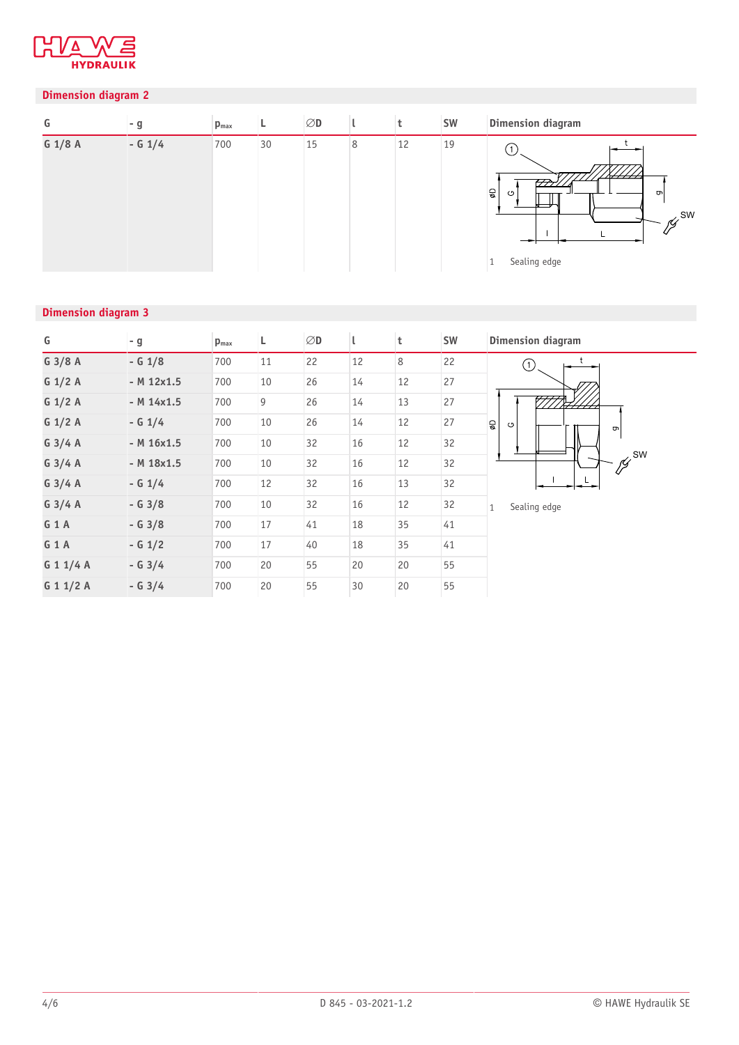## Dimension diagram 2

| G | - g | $p_{max}$ | L | ∅D | l | t | SW | Dimension diagram |
|---|---|---|---|---|---|---|---|---|
| G 1/8 A | - G 1/4 | 700 | 30 | 15 | 8 | 12 | 19 | 1 Sealing edge |

## Dimension diagram 3

| G | - g | $p_{max}$ | L | ∅D | l | t | SW | Dimension diagram |
|---|---|---|---|---|---|---|---|---|
| G 3/8 A | - G 1/8 | 700 | 11 | 22 | 12 | 8 | 22 | 1 Sealing edge |
| G 1/2 A | - M 12x1.5 | 700 | 10 | 26 | 14 | 12 | 27 | |
| G 1/2 A | - M 14x1.5 | 700 | 9 | 26 | 14 | 13 | 27 | |
| G 1/2 A | - G 1/4 | 700 | 10 | 26 | 14 | 12 | 27 | |
| G 3/4 A | - M 16x1.5 | 700 | 10 | 32 | 16 | 12 | 32 | |
| G 3/4 A | - M 18x1.5 | 700 | 10 | 32 | 16 | 12 | 32 | |
| G 3/4 A | - G 1/4 | 700 | 12 | 32 | 16 | 13 | 32 | |
| G 3/4 A | - G 3/8 | 700 | 10 | 32 | 16 | 12 | 32 | |
| G 1 A | - G 3/8 | 700 | 17 | 41 | 18 | 35 | 41 | |
| G 1 A | - G 1/2 | 700 | 17 | 40 | 18 | 35 | 41 | |
| G 1 1/4 A | - G 3/4 | 700 | 20 | 55 | 20 | 20 | 55 | |
| G 1 1/2 A | - G 3/4 | 700 | 20 | 55 | 30 | 20 | 55 | |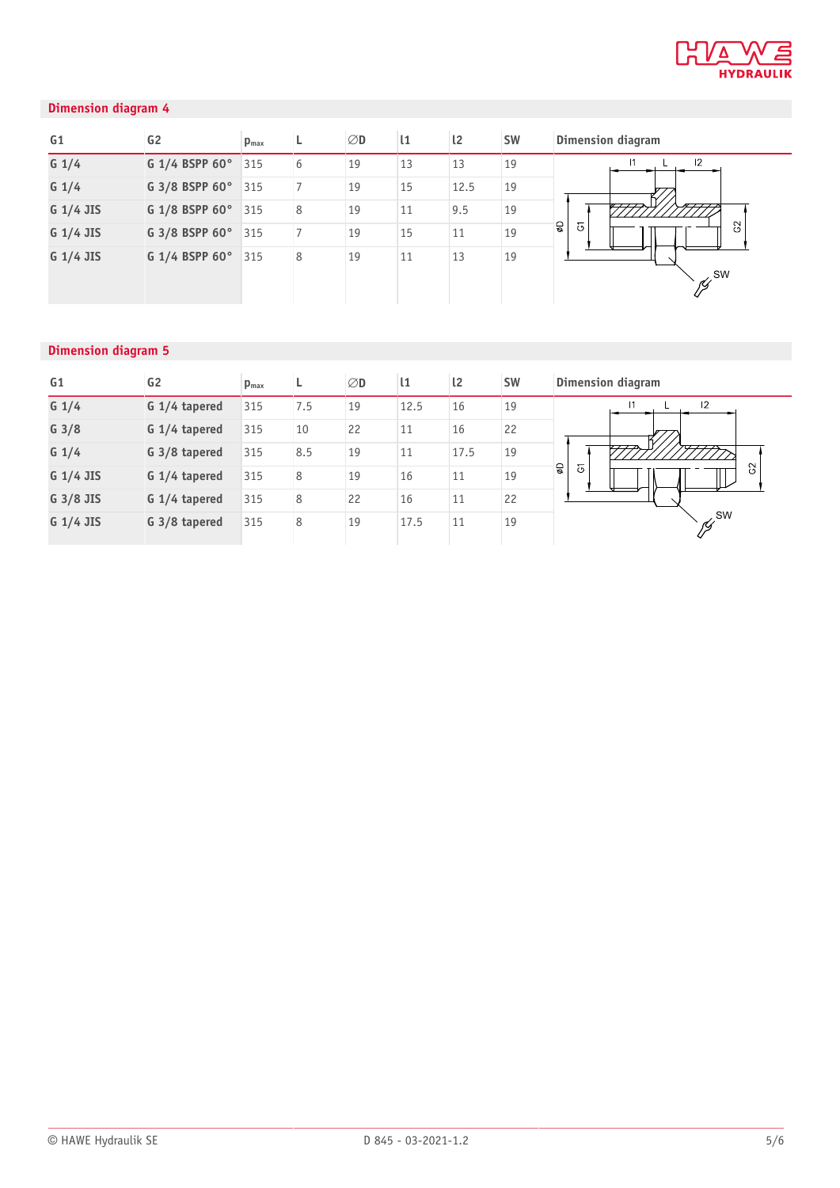## Dimension diagram 4

| G1 | G2 | $p_{max}$ | L | ∅D | l1 | l2 | SW |
|---|---|---|---|---|---|---|---|
| G 1/4 | G 1/4 BSPP 60° | 315 | 6 | 19 | 13 | 13 | 19 |
| G 1/4 | G 3/8 BSPP 60° | 315 | 7 | 19 | 15 | 12.5 | 19 |
| G 1/4 JIS | G 1/8 BSPP 60° | 315 | 8 | 19 | 11 | 9.5 | 19 |
| G 1/4 JIS | G 3/8 BSPP 60° | 315 | 7 | 19 | 15 | 11 | 19 |
| G 1/4 JIS | G 1/4 BSPP 60° | 315 | 8 | 19 | 11 | 13 | 19 |

## Dimension diagram 5

| G1 | G2 | $p_{max}$ | L | ∅D | l1 | l2 | SW |
|---|---|---|---|---|---|---|---|
| G 1/4 | G 1/4 tapered | 315 | 7.5 | 19 | 12.5 | 16 | 19 |
| G 3/8 | G 1/4 tapered | 315 | 10 | 22 | 11 | 16 | 22 |
| G 1/4 | G 3/8 tapered | 315 | 8.5 | 19 | 11 | 17.5 | 19 |
| G 1/4 JIS | G 1/4 tapered | 315 | 8 | 19 | 16 | 11 | 19 |
| G 3/8 JIS | G 1/4 tapered | 315 | 8 | 22 | 16 | 11 | 22 |
| G 1/4 JIS | G 3/8 tapered | 315 | 8 | 19 | 17.5 | 11 | 19 |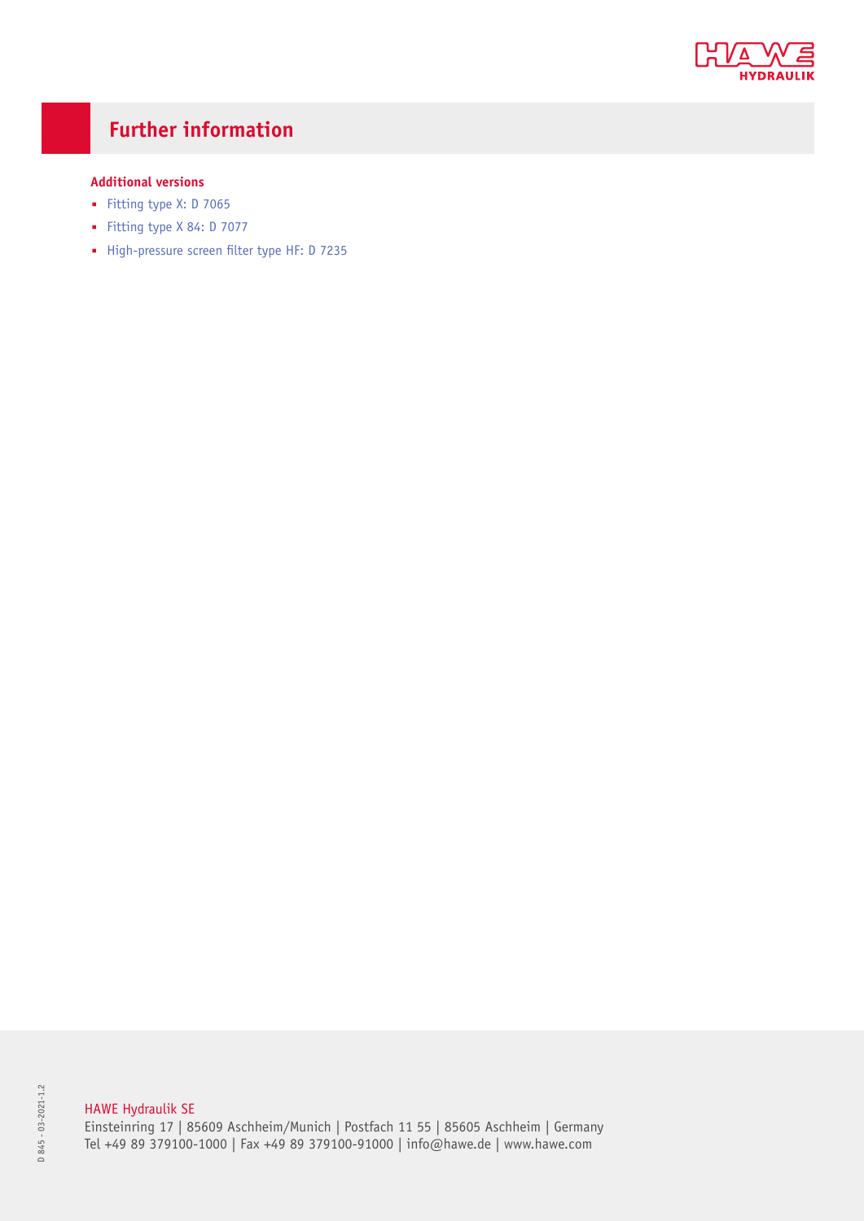# Further information

**Additional versions**

- Fitting type X: D 7065
- Fitting type X 84: D 7077
- High-pressure screen filter type HF: D 7235

HAWE Hydraulik SE
Einsteinring 17 | 85609 Aschheim/Munich | Postfach 11 55 | 85605 Aschheim | Germany
Tel +49 89 379100-1000 | Fax +49 89 379100-91000 | info@hawe.de | www.hawe.com